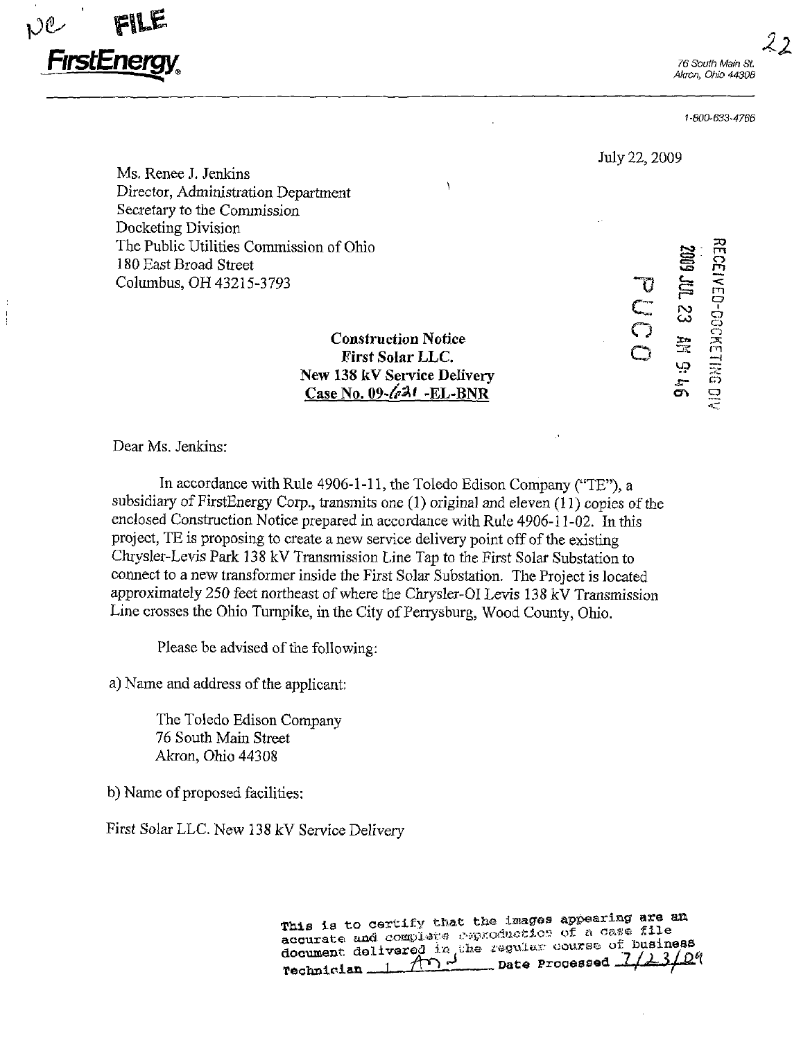FILE

**FirstEnergy**

76 South Main St.
Akron, Ohio 44308

1-800-633-4766

July 22, 2009

Ms. Renee J. Jenkins
Director, Administration Department
Secretary to the Commission
Docketing Division
The Public Utilities Commission of Ohio
180 East Broad Street
Columbus, OH 43215-3793

RECEIVED-DOCKETING DIV
2009 JUL 23 AM 9:46
PUCO

**Construction Notice**
**First Solar LLC.**
**New 138 kV Service Delivery**
**Case No. 09-621 -EL-BNR**

Dear Ms. Jenkins:

In accordance with Rule 4906-1-11, the Toledo Edison Company ("TE"), a subsidiary of FirstEnergy Corp., transmits one (1) original and eleven (11) copies of the enclosed Construction Notice prepared in accordance with Rule 4906-11-02. In this project, TE is proposing to create a new service delivery point off of the existing Chrysler-Levis Park 138 kV Transmission Line Tap to the First Solar Substation to connect to a new transformer inside the First Solar Substation. The Project is located approximately 250 feet northeast of where the Chrysler-OI Levis 138 kV Transmission Line crosses the Ohio Turnpike, in the City of Perrysburg, Wood County, Ohio.

Please be advised of the following:

a) Name and address of the applicant:

The Toledo Edison Company
76 South Main Street
Akron, Ohio 44308

b) Name of proposed facilities:

First Solar LLC. New 138 kV Service Delivery

This is to certify that the images appearing are an accurate and complete reproduction of a case file document delivered in the regular course of business
Technician ___ Date Processed 7/23/09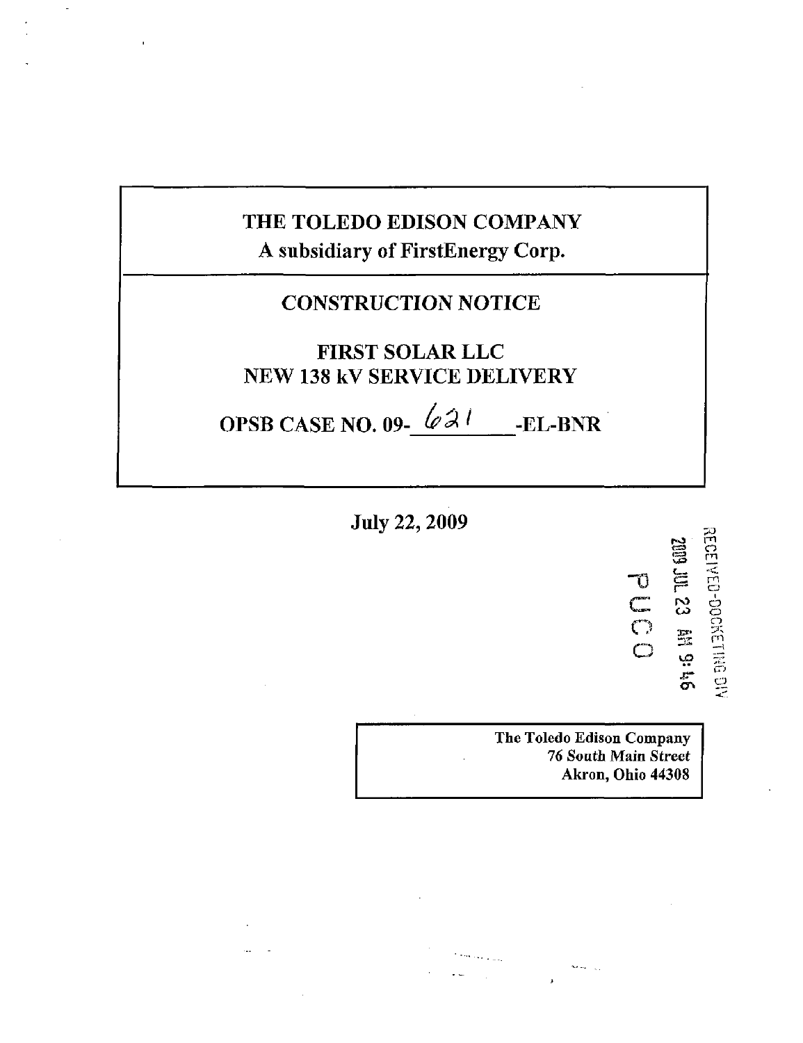# THE TOLEDO EDISON COMPANY

**A subsidiary of FirstEnergy Corp.**

## CONSTRUCTION NOTICE

## FIRST SOLAR LLC
## NEW 138 kV SERVICE DELIVERY

## OPSB CASE NO. 09-621-EL-BNR

**July 22, 2009**

RECEIVED-DOCKETING DIV
2009 JUL 23 AM 9:46
PUCO

**The Toledo Edison Company**
**76 South Main Street**
**Akron, Ohio 44308**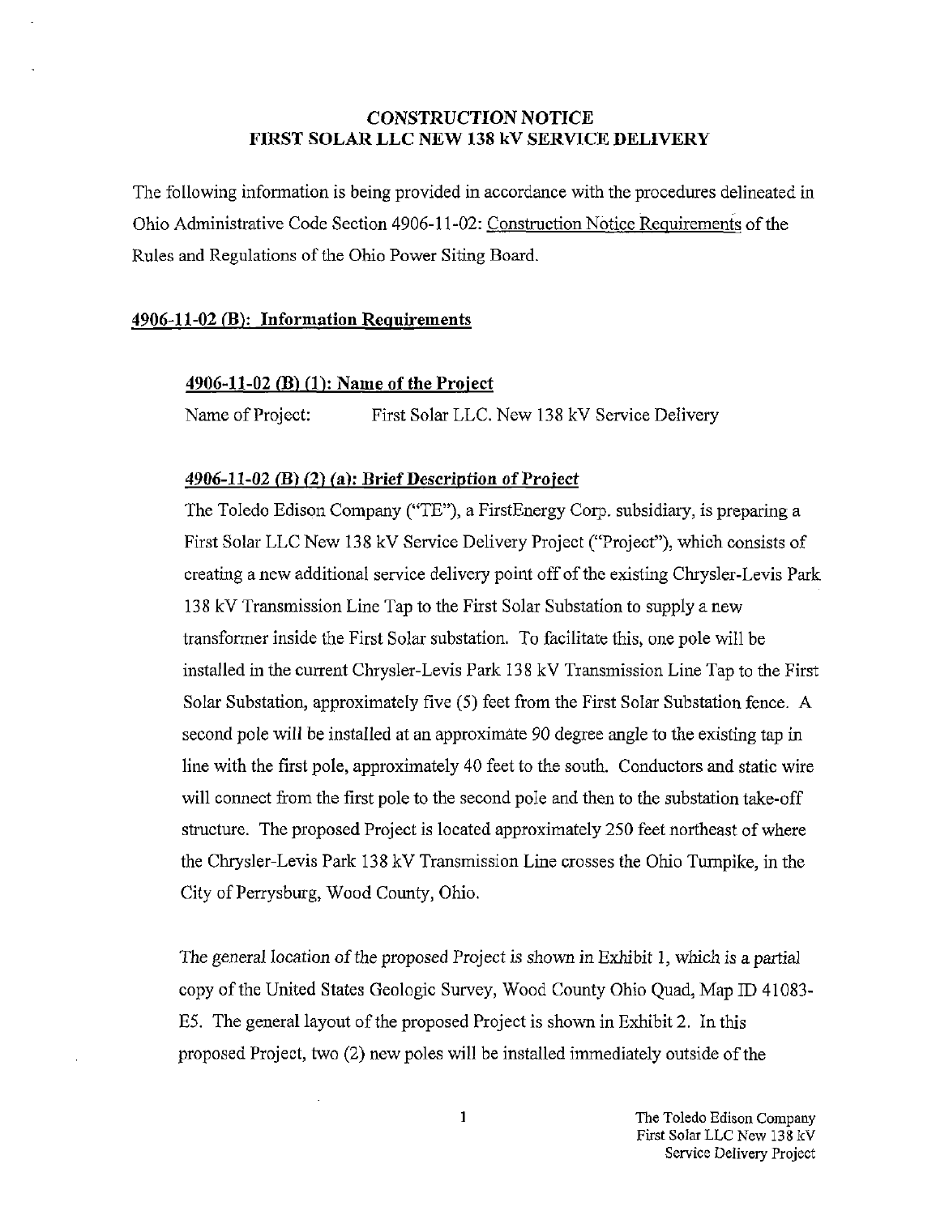## CONSTRUCTION NOTICE
## FIRST SOLAR LLC NEW 138 kV SERVICE DELIVERY

The following information is being provided in accordance with the procedures delineated in Ohio Administrative Code Section 4906-11-02: Construction Notice Requirements of the Rules and Regulations of the Ohio Power Siting Board.

### 4906-11-02 (B): Information Requirements

#### 4906-11-02 (B) (1): Name of the Project

Name of Project: First Solar LLC. New 138 kV Service Delivery

#### *4906-11-02 (B) (2) (a): Brief Description of Project*

The Toledo Edison Company ("TE"), a FirstEnergy Corp. subsidiary, is preparing a First Solar LLC New 138 kV Service Delivery Project ("Project"), which consists of creating a new additional service delivery point off of the existing Chrysler-Levis Park 138 kV Transmission Line Tap to the First Solar Substation to supply a new transformer inside the First Solar substation. To facilitate this, one pole will be installed in the current Chrysler-Levis Park 138 kV Transmission Line Tap to the First Solar Substation, approximately five (5) feet from the First Solar Substation fence. A second pole will be installed at an approximate 90 degree angle to the existing tap in line with the first pole, approximately 40 feet to the south. Conductors and static wire will connect from the first pole to the second pole and then to the substation take-off structure. The proposed Project is located approximately 250 feet northeast of where the Chrysler-Levis Park 138 kV Transmission Line crosses the Ohio Turnpike, in the City of Perrysburg, Wood County, Ohio.

The general location of the proposed Project is shown in Exhibit 1, which is a partial copy of the United States Geologic Survey, Wood County Ohio Quad, Map ID 41083-E5. The general layout of the proposed Project is shown in Exhibit 2. In this proposed Project, two (2) new poles will be installed immediately outside of the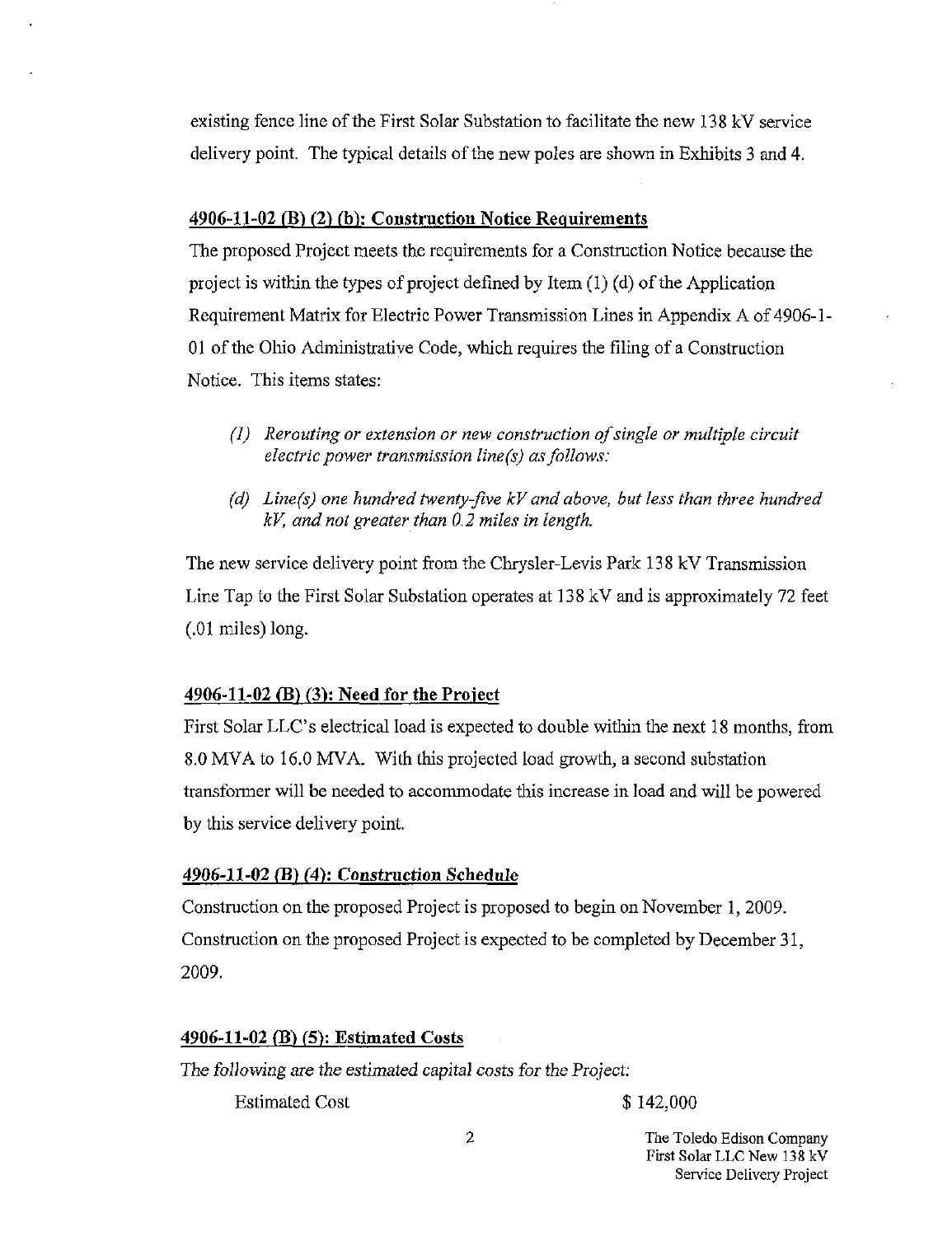existing fence line of the First Solar Substation to facilitate the new 138 kV service delivery point. The typical details of the new poles are shown in Exhibits 3 and 4.

## 4906-11-02 (B) (2) (b): Construction Notice Requirements

The proposed Project meets the requirements for a Construction Notice because the project is within the types of project defined by Item (1) (d) of the Application Requirement Matrix for Electric Power Transmission Lines in Appendix A of 4906-1-01 of the Ohio Administrative Code, which requires the filing of a Construction Notice. This items states:

> *(1) Rerouting or extension or new construction of single or multiple circuit electric power transmission line(s) as follows:*
>
> *(d) Line(s) one hundred twenty-five kV and above, but less than three hundred kV, and not greater than 0.2 miles in length.*

The new service delivery point from the Chrysler-Levis Park 138 kV Transmission Line Tap to the First Solar Substation operates at 138 kV and is approximately 72 feet (.01 miles) long.

## 4906-11-02 (B) (3): Need for the Project

First Solar LLC's electrical load is expected to double within the next 18 months, from 8.0 MVA to 16.0 MVA. With this projected load growth, a second substation transformer will be needed to accommodate this increase in load and will be powered by this service delivery point.

## 4906-11-02 (B) (4): Construction Schedule

Construction on the proposed Project is proposed to begin on November 1, 2009. Construction on the proposed Project is expected to be completed by December 31, 2009.

## 4906-11-02 (B) (5): Estimated Costs

*The following are the estimated capital costs for the Project:*

| | |
|---|---|
| Estimated Cost | $ 142,000 |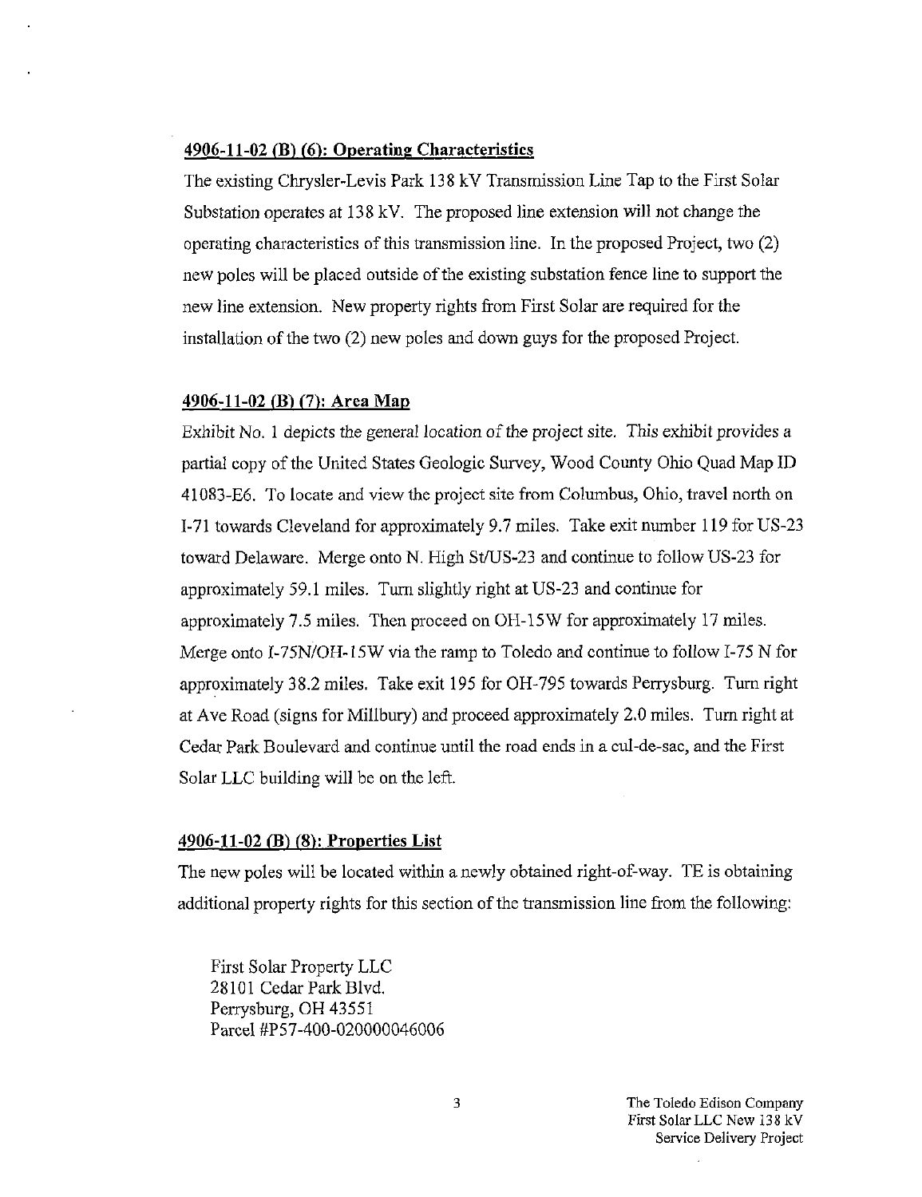## 4906-11-02 (B) (6): Operating Characteristics

The existing Chrysler-Levis Park 138 kV Transmission Line Tap to the First Solar Substation operates at 138 kV. The proposed line extension will not change the operating characteristics of this transmission line. In the proposed Project, two (2) new poles will be placed outside of the existing substation fence line to support the new line extension. New property rights from First Solar are required for the installation of the two (2) new poles and down guys for the proposed Project.

## 4906-11-02 (B) (7): Area Map

Exhibit No. 1 depicts the general location of the project site. This exhibit provides a partial copy of the United States Geologic Survey, Wood County Ohio Quad Map ID 41083-E6. To locate and view the project site from Columbus, Ohio, travel north on I-71 towards Cleveland for approximately 9.7 miles. Take exit number 119 for US-23 toward Delaware. Merge onto N. High St/US-23 and continue to follow US-23 for approximately 59.1 miles. Turn slightly right at US-23 and continue for approximately 7.5 miles. Then proceed on OH-15W for approximately 17 miles. Merge onto I-75N/OH-15W via the ramp to Toledo and continue to follow I-75 N for approximately 38.2 miles. Take exit 195 for OH-795 towards Perrysburg. Turn right at Ave Road (signs for Millbury) and proceed approximately 2.0 miles. Turn right at Cedar Park Boulevard and continue until the road ends in a cul-de-sac, and the First Solar LLC building will be on the left.

## 4906-11-02 (B) (8): Properties List

The new poles will be located within a newly obtained right-of-way. TE is obtaining additional property rights for this section of the transmission line from the following:

First Solar Property LLC
28101 Cedar Park Blvd.
Perrysburg, OH 43551
Parcel #P57-400-020000046006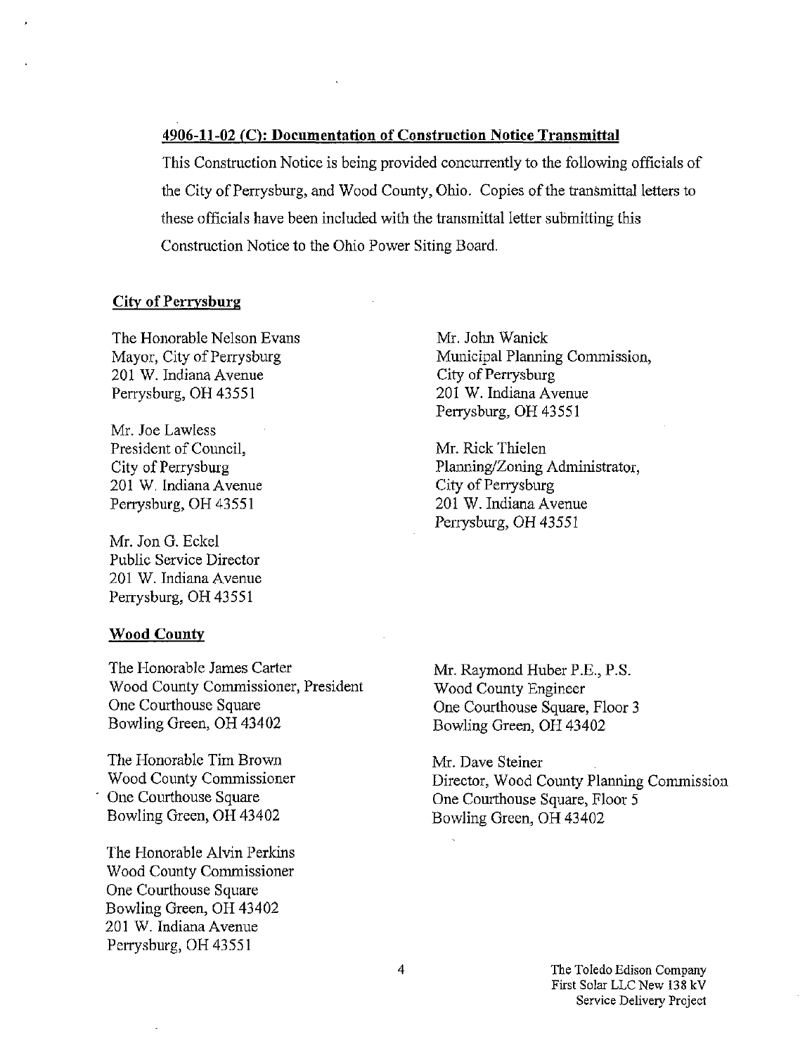**4906-11-02 (C): Documentation of Construction Notice Transmittal**

This Construction Notice is being provided concurrently to the following officials of the City of Perrysburg, and Wood County, Ohio. Copies of the transmittal letters to these officials have been included with the transmittal letter submitting this Construction Notice to the Ohio Power Siting Board.

**City of Perrysburg**

The Honorable Nelson Evans
Mayor, City of Perrysburg
201 W. Indiana Avenue
Perrysburg, OH 43551

Mr. Joe Lawless
President of Council,
City of Perrysburg
201 W. Indiana Avenue
Perrysburg, OH 43551

Mr. Jon G. Eckel
Public Service Director
201 W. Indiana Avenue
Perrysburg, OH 43551

Mr. John Wanick
Municipal Planning Commission,
City of Perrysburg
201 W. Indiana Avenue
Perrysburg, OH 43551

Mr. Rick Thielen
Planning/Zoning Administrator,
City of Perrysburg
201 W. Indiana Avenue
Perrysburg, OH 43551

**Wood County**

The Honorable James Carter
Wood County Commissioner, President
One Courthouse Square
Bowling Green, OH 43402

The Honorable Tim Brown
Wood County Commissioner
One Courthouse Square
Bowling Green, OH 43402

The Honorable Alvin Perkins
Wood County Commissioner
One Courthouse Square
Bowling Green, OH 43402
201 W. Indiana Avenue
Perrysburg, OH 43551

Mr. Raymond Huber P.E., P.S.
Wood County Engineer
One Courthouse Square, Floor 3
Bowling Green, OH 43402

Mr. Dave Steiner
Director, Wood County Planning Commission
One Courthouse Square, Floor 5
Bowling Green, OH 43402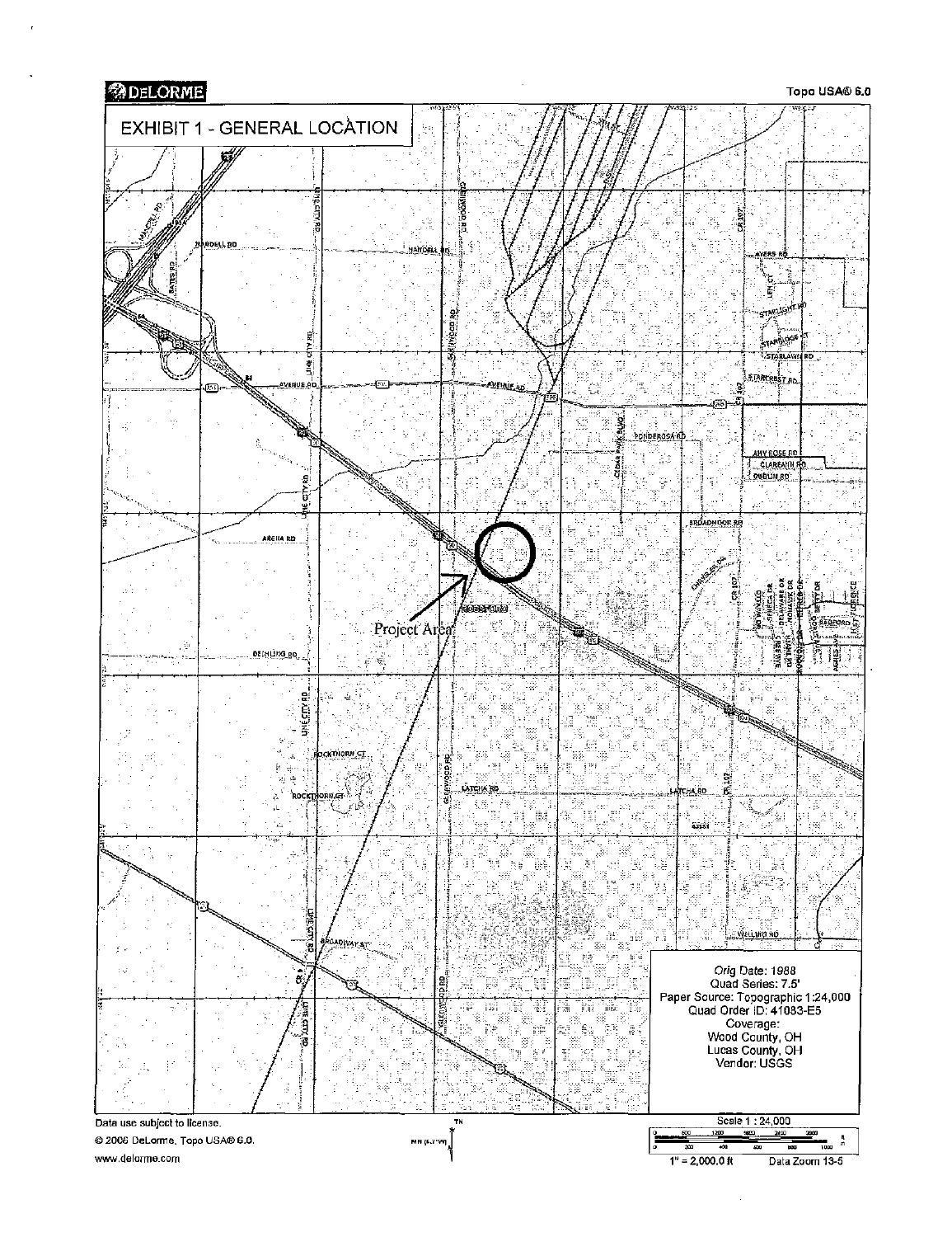# EXHIBIT 1 - GENERAL LOCATION

DeLorme

Topo USA® 6.0

Project Area

Orig Date: 1988
Quad Series: 7.5'
Paper Source: Topographic 1:24,000
Quad Order ID: 41083-E5
Coverage:
Wood County, OH
Lucas County, OH
Vendor: USGS

Data use subject to license.
© 2006 DeLorme. Topo USA® 6.0.
www.delorme.com

Scale 1 : 24,000

1" = 2,000.0 ft

Data Zoom 13-5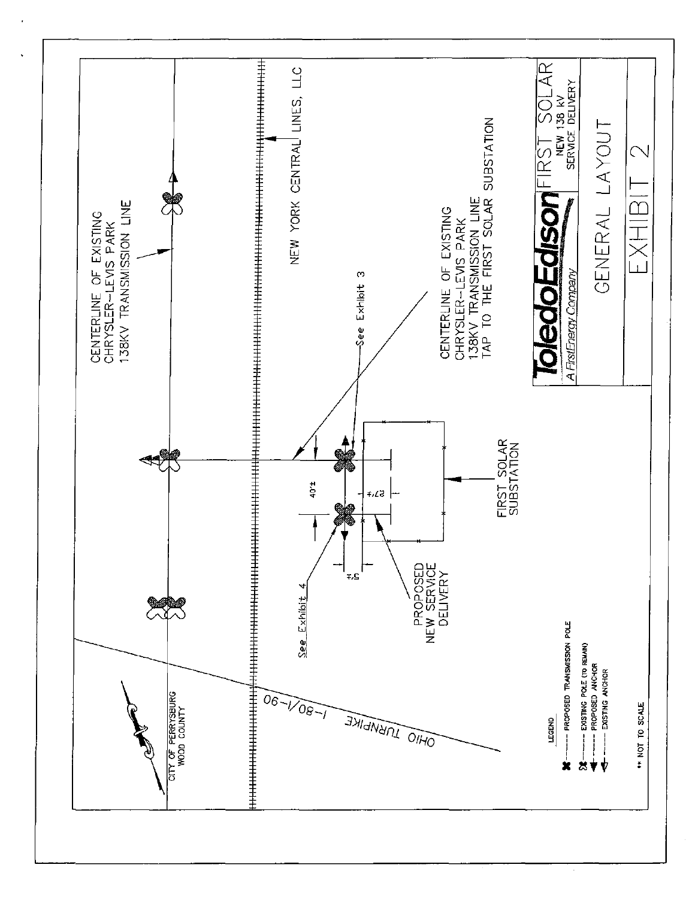CENTERLINE OF EXISTING CHRYSLER-LEVIS PARK 138KV TRANSMISSION LINE

NEW YORK CENTRAL LINES, LLC

See Exhibit 3

CENTERLINE OF EXISTING CHRYSLER-LEVIS PARK 138KV TRANSMISSION LINE TAP TO THE FIRST SOLAR SUBSTATION

40'±

27'±

5'±

See Exhibit 4

PROPOSED NEW SERVICE DELIVERY

FIRST SOLAR SUBSTATION

CITY OF PERRYSBURG WOOD COUNTY

I-80/I-90 OHIO TURNPIKE

**LEGEND**

- PROPOSED TRANSMISSION POLE
- EXISTING POLE (TO REMAIN)
- PROPOSED ANCHOR
- EXISTING ANCHOR

** NOT TO SCALE

**ToledoEdison**
*A FirstEnergy Company*

FIRST SOLAR
NEW 138 kV SERVICE DELIVERY

GENERAL LAYOUT

EXHIBIT 2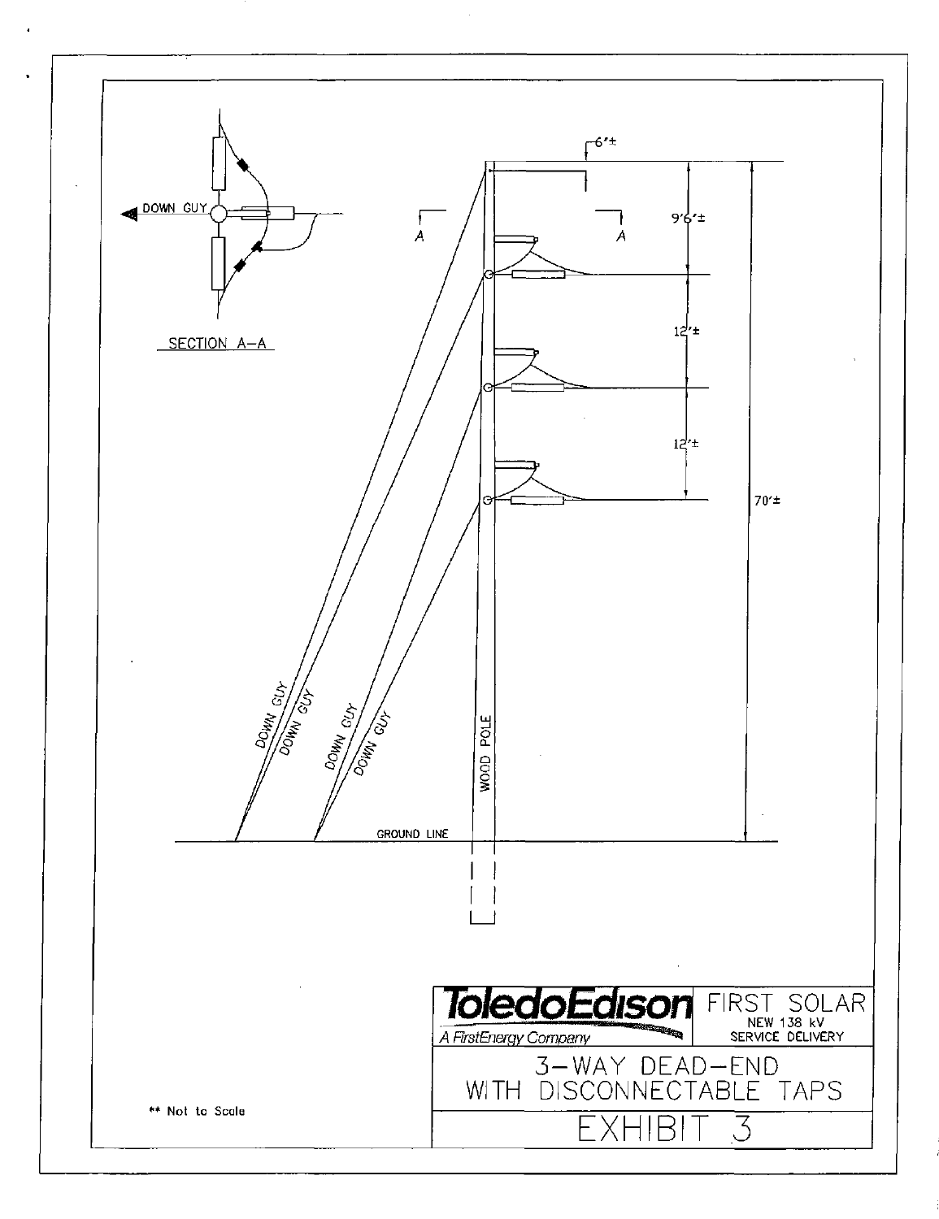SECTION A–A

DOWN GUY

6'±

A

A

9'6"±

12'±

12'±

70'±

DOWN GUY

DOWN GUY

DOWN GUY

DOWN GUY

WOOD POLE

GROUND LINE

** Not to Scale

**ToledoEdison**
*A FirstEnergy Company*

FIRST SOLAR
NEW 138 kV
SERVICE DELIVERY

3–WAY DEAD–END
WITH DISCONNECTABLE TAPS

EXHIBIT 3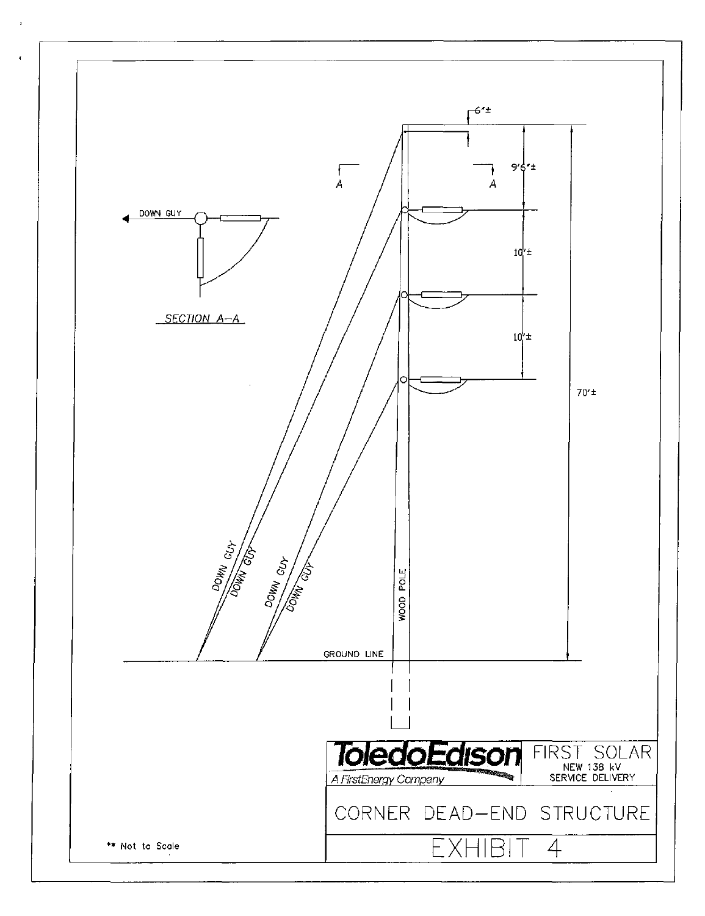6'±

9'6"±

A A

DOWN GUY

SECTION A–A

10'±

10'±

70'±

DOWN GUY

DOWN GUY

DOWN GUY

DOWN GUY

WOOD POLE

GROUND LINE

**ToledoEdison**
A FirstEnergy Company

FIRST SOLAR
NEW 138 kV
SERVICE DELIVERY

CORNER DEAD–END STRUCTURE

EXHIBIT 4

** Not to Scale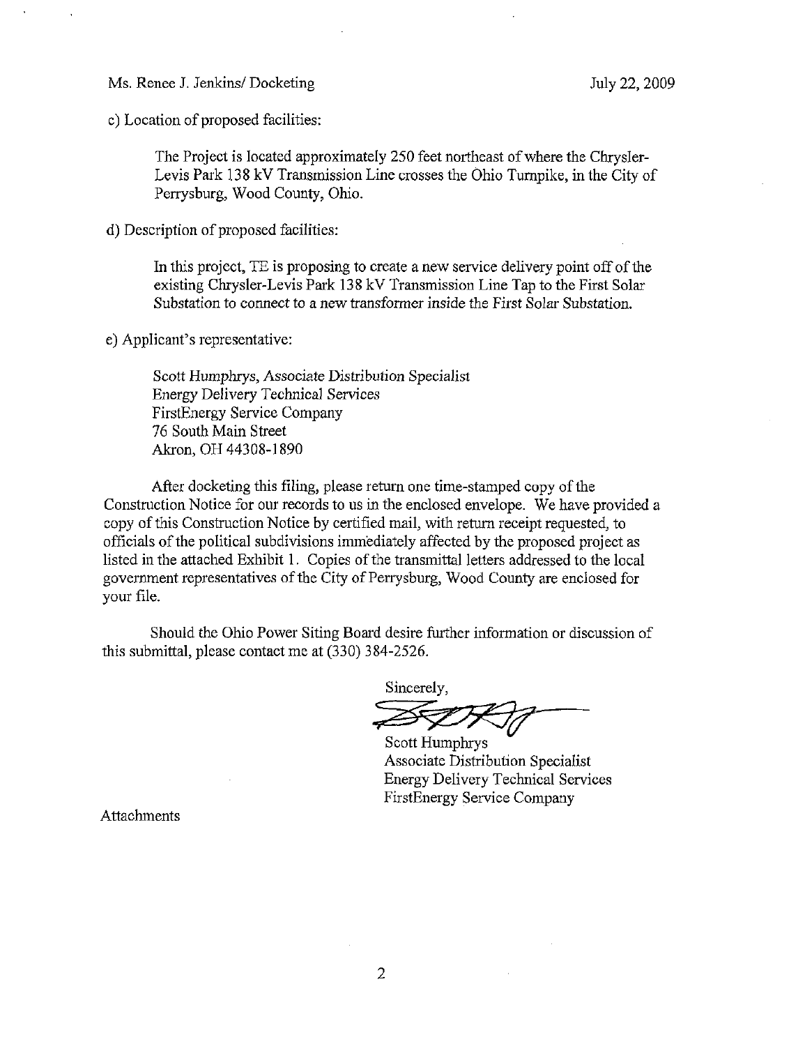c) Location of proposed facilities:

> The Project is located approximately 250 feet northeast of where the Chrysler-Levis Park 138 kV Transmission Line crosses the Ohio Turnpike, in the City of Perrysburg, Wood County, Ohio.

d) Description of proposed facilities:

> In this project, TE is proposing to create a new service delivery point off of the existing Chrysler-Levis Park 138 kV Transmission Line Tap to the First Solar Substation to connect to a new transformer inside the First Solar Substation.

e) Applicant's representative:

> Scott Humphrys, Associate Distribution Specialist
> Energy Delivery Technical Services
> FirstEnergy Service Company
> 76 South Main Street
> Akron, OH 44308-1890

After docketing this filing, please return one time-stamped copy of the Construction Notice for our records to us in the enclosed envelope. We have provided a copy of this Construction Notice by certified mail, with return receipt requested, to officials of the political subdivisions immediately affected by the proposed project as listed in the attached Exhibit 1. Copies of the transmittal letters addressed to the local government representatives of the City of Perrysburg, Wood County are enclosed for your file.

Should the Ohio Power Siting Board desire further information or discussion of this submittal, please contact me at (330) 384-2526.

Sincerely,

Scott Humphrys
Associate Distribution Specialist
Energy Delivery Technical Services
FirstEnergy Service Company

Attachments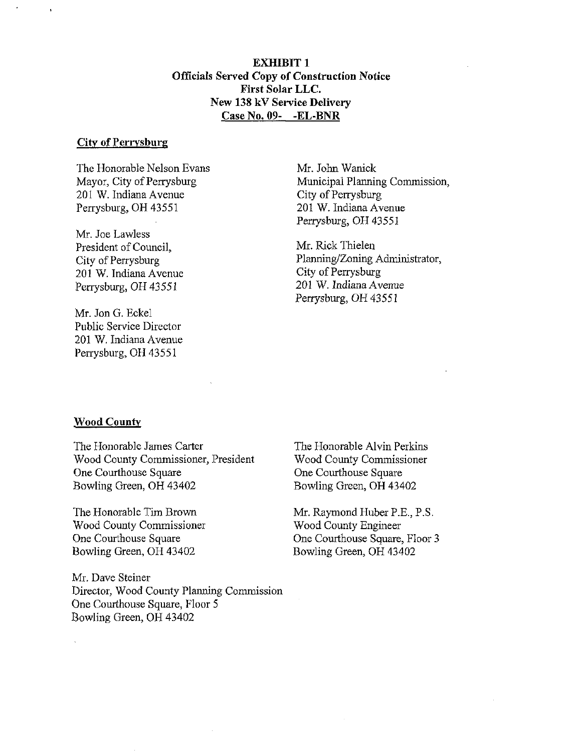**EXHIBIT 1**
**Officials Served Copy of Construction Notice**
**First Solar LLC.**
**New 138 kV Service Delivery**
**Case No. 09- -EL-BNR**

**City of Perrysburg**

The Honorable Nelson Evans
Mayor, City of Perrysburg
201 W. Indiana Avenue
Perrysburg, OH 43551

Mr. Joe Lawless
President of Council,
City of Perrysburg
201 W. Indiana Avenue
Perrysburg, OH 43551

Mr. Jon G. Eckel
Public Service Director
201 W. Indiana Avenue
Perrysburg, OH 43551

Mr. John Wanick
Municipal Planning Commission,
City of Perrysburg
201 W. Indiana Avenue
Perrysburg, OH 43551

Mr. Rick Thielen
Planning/Zoning Administrator,
City of Perrysburg
201 W. Indiana Avenue
Perrysburg, OH 43551

**Wood County**

The Honorable James Carter
Wood County Commissioner, President
One Courthouse Square
Bowling Green, OH 43402

The Honorable Tim Brown
Wood County Commissioner
One Courthouse Square
Bowling Green, OH 43402

Mr. Dave Steiner
Director, Wood County Planning Commission
One Courthouse Square, Floor 5
Bowling Green, OH 43402

The Honorable Alvin Perkins
Wood County Commissioner
One Courthouse Square
Bowling Green, OH 43402

Mr. Raymond Huber P.E., P.S.
Wood County Engineer
One Courthouse Square, Floor 3
Bowling Green, OH 43402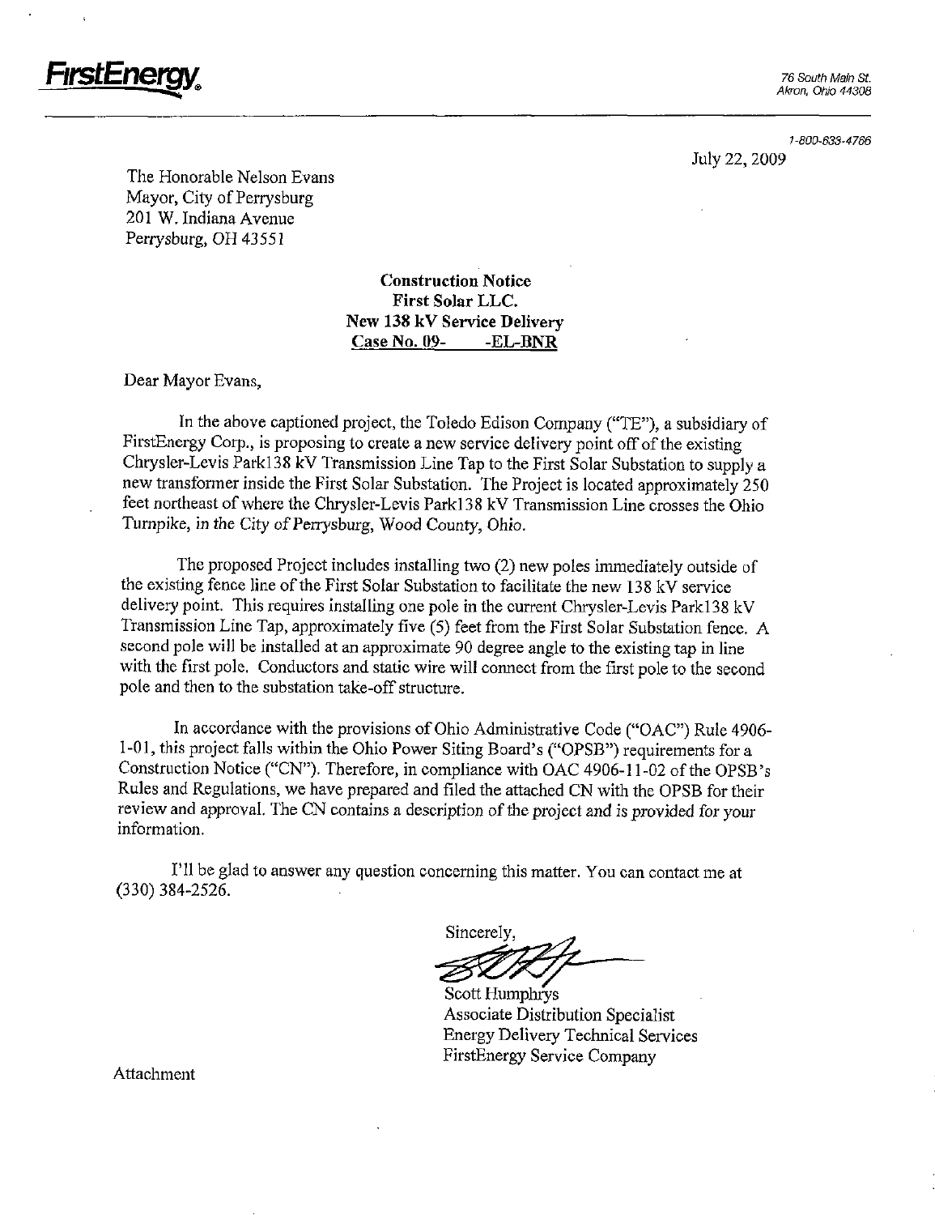**FirstEnergy**

76 South Main St.
Akron, Ohio 44308

1-800-633-4766

July 22, 2009

The Honorable Nelson Evans
Mayor, City of Perrysburg
201 W. Indiana Avenue
Perrysburg, OH 43551

**Construction Notice**
**First Solar LLC.**
**New 138 kV Service Delivery**
**Case No. 09- -EL-BNR**

Dear Mayor Evans,

In the above captioned project, the Toledo Edison Company ("TE"), a subsidiary of FirstEnergy Corp., is proposing to create a new service delivery point off of the existing Chrysler-Levis Park138 kV Transmission Line Tap to the First Solar Substation to supply a new transformer inside the First Solar Substation. The Project is located approximately 250 feet northeast of where the Chrysler-Levis Park138 kV Transmission Line crosses the Ohio Turnpike, in the City of Perrysburg, Wood County, Ohio.

The proposed Project includes installing two (2) new poles immediately outside of the existing fence line of the First Solar Substation to facilitate the new 138 kV service delivery point. This requires installing one pole in the current Chrysler-Levis Park138 kV Transmission Line Tap, approximately five (5) feet from the First Solar Substation fence. A second pole will be installed at an approximate 90 degree angle to the existing tap in line with the first pole. Conductors and static wire will connect from the first pole to the second pole and then to the substation take-off structure.

In accordance with the provisions of Ohio Administrative Code ("OAC") Rule 4906-1-01, this project falls within the Ohio Power Siting Board's ("OPSB") requirements for a Construction Notice ("CN"). Therefore, in compliance with OAC 4906-11-02 of the OPSB's Rules and Regulations, we have prepared and filed the attached CN with the OPSB for their review and approval. The CN contains a description of the project and is provided for your information.

I'll be glad to answer any question concerning this matter. You can contact me at (330) 384-2526.

Sincerely,

Scott Humphrys
Associate Distribution Specialist
Energy Delivery Technical Services
FirstEnergy Service Company

Attachment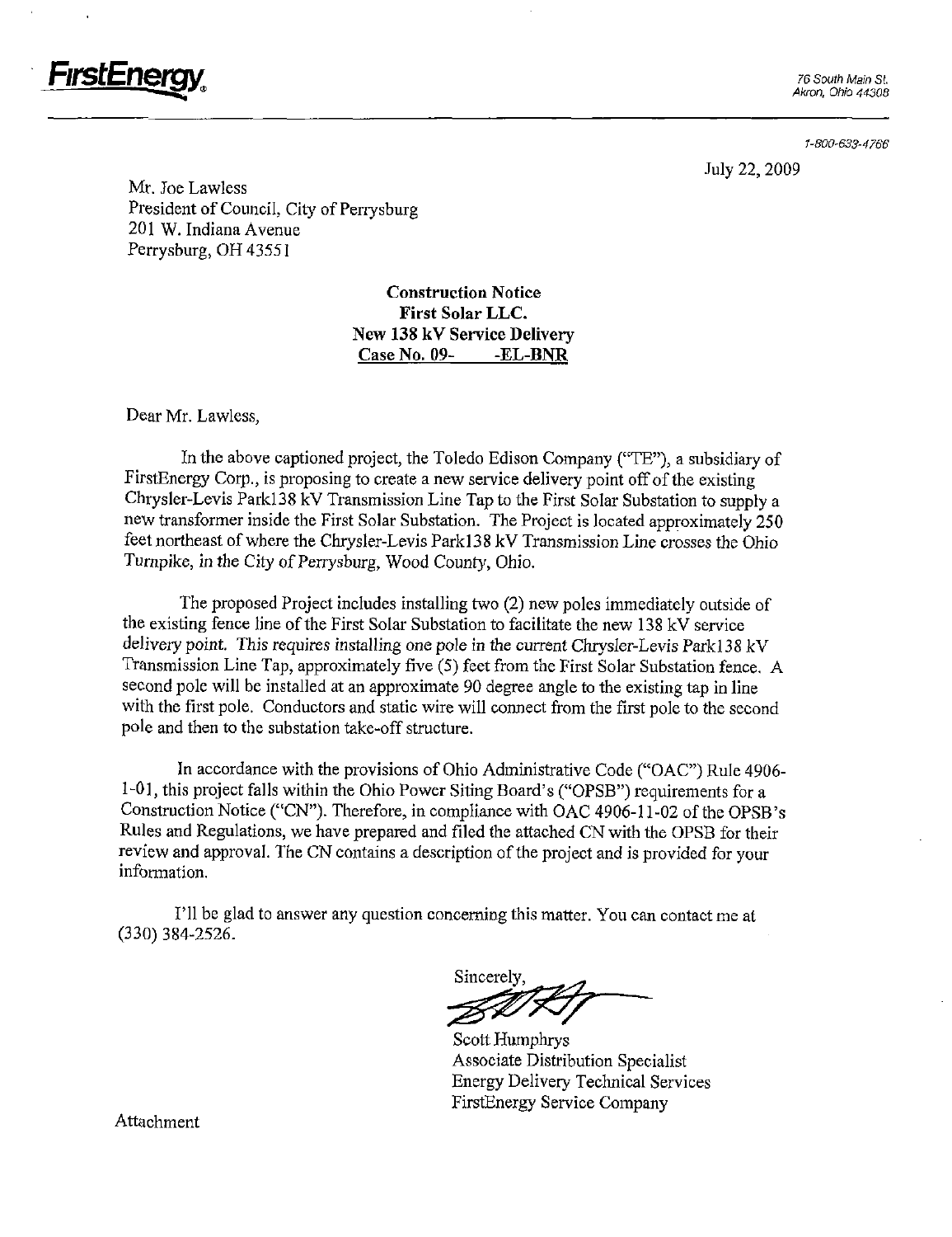**FirstEnergy**

76 South Main St.
Akron, Ohio 44308

1-800-633-4766

July 22, 2009

Mr. Joe Lawless
President of Council, City of Perrysburg
201 W. Indiana Avenue
Perrysburg, OH 43551

**Construction Notice**
**First Solar LLC.**
**New 138 kV Service Delivery**
**Case No. 09- -EL-BNR**

Dear Mr. Lawless,

In the above captioned project, the Toledo Edison Company ("TE"), a subsidiary of FirstEnergy Corp., is proposing to create a new service delivery point off of the existing Chrysler-Levis Park138 kV Transmission Line Tap to the First Solar Substation to supply a new transformer inside the First Solar Substation. The Project is located approximately 250 feet northeast of where the Chrysler-Levis Park138 kV Transmission Line crosses the Ohio Turnpike, in the City of Perrysburg, Wood County, Ohio.

The proposed Project includes installing two (2) new poles immediately outside of the existing fence line of the First Solar Substation to facilitate the new 138 kV service delivery point. This requires installing one pole in the current Chrysler-Levis Park138 kV Transmission Line Tap, approximately five (5) feet from the First Solar Substation fence. A second pole will be installed at an approximate 90 degree angle to the existing tap in line with the first pole. Conductors and static wire will connect from the first pole to the second pole and then to the substation take-off structure.

In accordance with the provisions of Ohio Administrative Code ("OAC") Rule 4906-1-01, this project falls within the Ohio Power Siting Board's ("OPSB") requirements for a Construction Notice ("CN"). Therefore, in compliance with OAC 4906-11-02 of the OPSB's Rules and Regulations, we have prepared and filed the attached CN with the OPSB for their review and approval. The CN contains a description of the project and is provided for your information.

I'll be glad to answer any question concerning this matter. You can contact me at (330) 384-2526.

Sincerely,

Scott Humphrys
Associate Distribution Specialist
Energy Delivery Technical Services
FirstEnergy Service Company

Attachment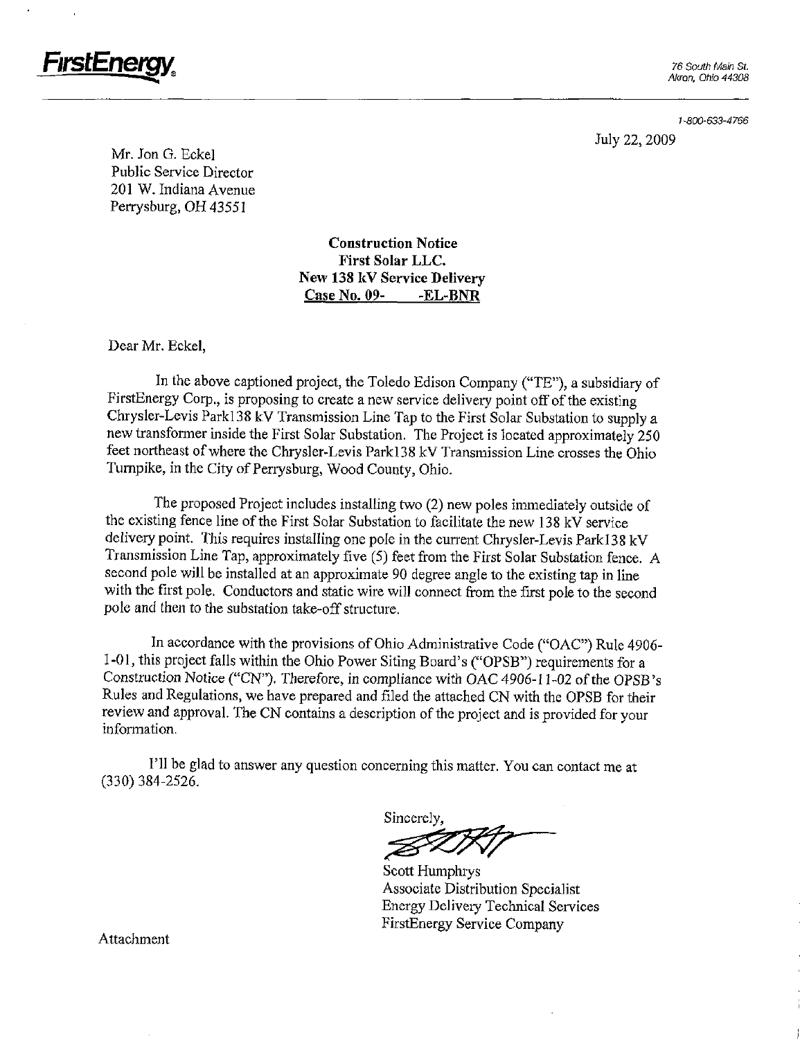**FirstEnergy**

76 South Main St.
Akron, Ohio 44308

1-800-633-4766

July 22, 2009

Mr. Jon G. Eckel
Public Service Director
201 W. Indiana Avenue
Perrysburg, OH 43551

**Construction Notice**
**First Solar LLC.**
**New 138 kV Service Delivery**
**Case No. 09-      -EL-BNR**

Dear Mr. Eckel,

In the above captioned project, the Toledo Edison Company ("TE"), a subsidiary of FirstEnergy Corp., is proposing to create a new service delivery point off of the existing Chrysler-Levis Park138 kV Transmission Line Tap to the First Solar Substation to supply a new transformer inside the First Solar Substation. The Project is located approximately 250 feet northeast of where the Chrysler-Levis Park138 kV Transmission Line crosses the Ohio Turnpike, in the City of Perrysburg, Wood County, Ohio.

The proposed Project includes installing two (2) new poles immediately outside of the existing fence line of the First Solar Substation to facilitate the new 138 kV service delivery point. This requires installing one pole in the current Chrysler-Levis Park138 kV Transmission Line Tap, approximately five (5) feet from the First Solar Substation fence. A second pole will be installed at an approximate 90 degree angle to the existing tap in line with the first pole. Conductors and static wire will connect from the first pole to the second pole and then to the substation take-off structure.

In accordance with the provisions of Ohio Administrative Code ("OAC") Rule 4906-1-01, this project falls within the Ohio Power Siting Board's ("OPSB") requirements for a Construction Notice ("CN"). Therefore, in compliance with OAC 4906-11-02 of the OPSB's Rules and Regulations, we have prepared and filed the attached CN with the OPSB for their review and approval. The CN contains a description of the project and is provided for your information.

I'll be glad to answer any question concerning this matter. You can contact me at (330) 384-2526.

Sincerely,

Scott Humphrys
Associate Distribution Specialist
Energy Delivery Technical Services
FirstEnergy Service Company

Attachment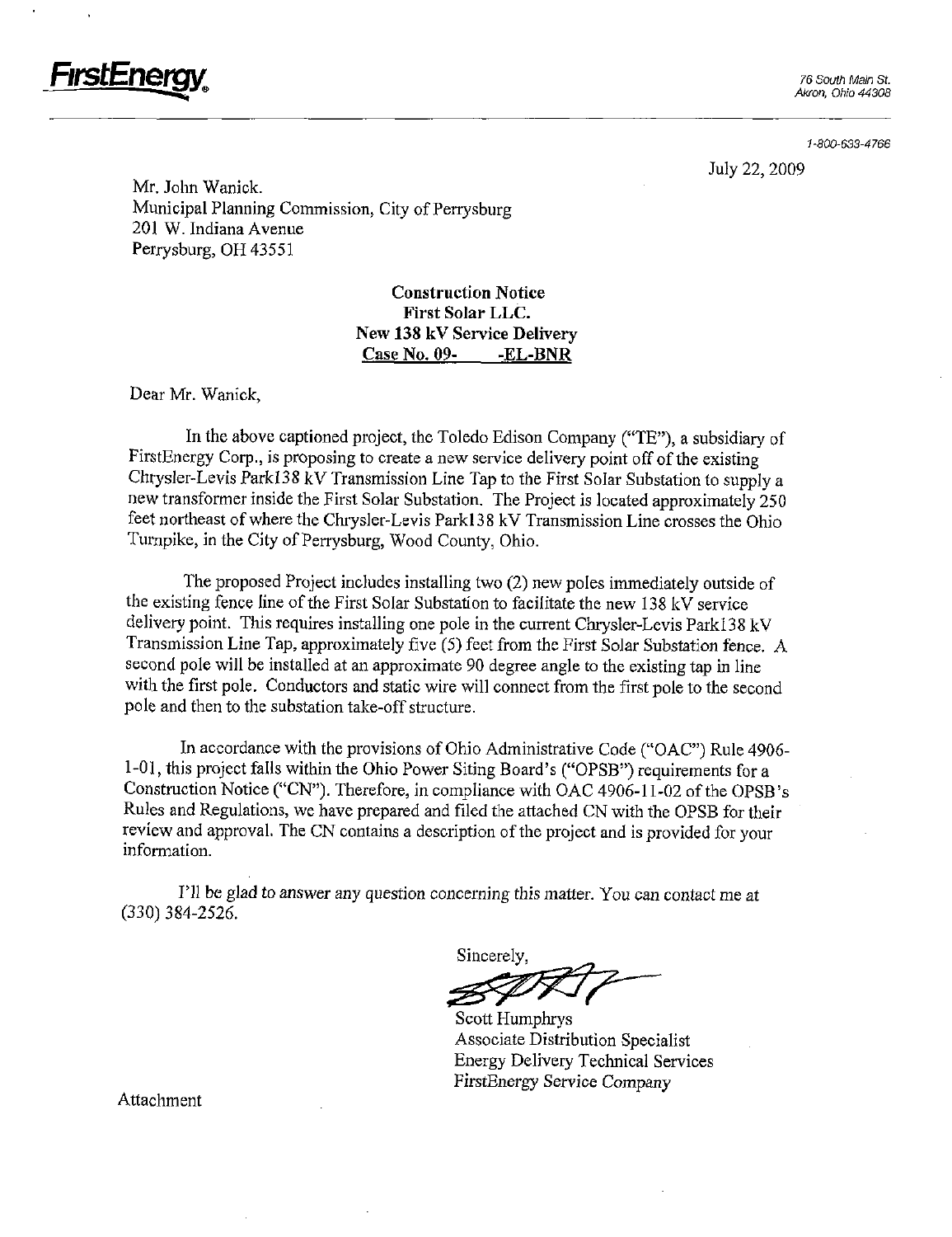**FirstEnergy**

76 South Main St.
Akron, Ohio 44308

1-800-633-4766

July 22, 2009

Mr. John Wanick.
Municipal Planning Commission, City of Perrysburg
201 W. Indiana Avenue
Perrysburg, OH 43551

**Construction Notice**
**First Solar LLC.**
**New 138 kV Service Delivery**
**Case No. 09- -EL-BNR**

Dear Mr. Wanick,

In the above captioned project, the Toledo Edison Company ("TE"), a subsidiary of FirstEnergy Corp., is proposing to create a new service delivery point off of the existing Chrysler-Levis Park138 kV Transmission Line Tap to the First Solar Substation to supply a new transformer inside the First Solar Substation. The Project is located approximately 250 feet northeast of where the Chrysler-Levis Park138 kV Transmission Line crosses the Ohio Turnpike, in the City of Perrysburg, Wood County, Ohio.

The proposed Project includes installing two (2) new poles immediately outside of the existing fence line of the First Solar Substation to facilitate the new 138 kV service delivery point. This requires installing one pole in the current Chrysler-Levis Park138 kV Transmission Line Tap, approximately five (5) feet from the First Solar Substation fence. A second pole will be installed at an approximate 90 degree angle to the existing tap in line with the first pole. Conductors and static wire will connect from the first pole to the second pole and then to the substation take-off structure.

In accordance with the provisions of Ohio Administrative Code ("OAC") Rule 4906-1-01, this project falls within the Ohio Power Siting Board's ("OPSB") requirements for a Construction Notice ("CN"). Therefore, in compliance with OAC 4906-11-02 of the OPSB's Rules and Regulations, we have prepared and filed the attached CN with the OPSB for their review and approval. The CN contains a description of the project and is provided for your information.

I'll be glad to answer any question concerning this matter. You can contact me at (330) 384-2526.

Sincerely,

Scott Humphrys
Associate Distribution Specialist
Energy Delivery Technical Services
FirstEnergy Service Company

Attachment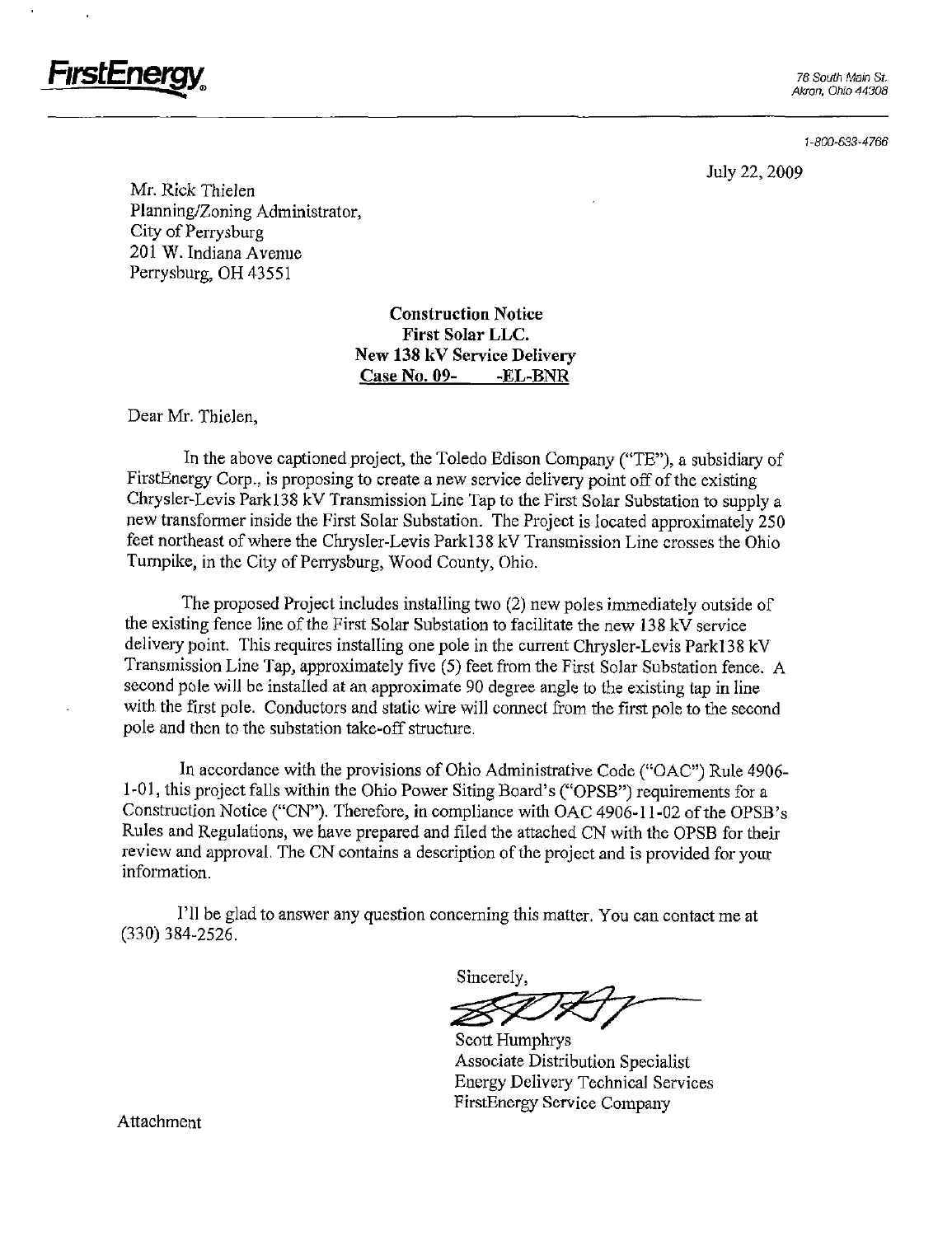**FirstEnergy**

76 South Main St.
Akron, Ohio 44308

1-800-633-4766

July 22, 2009

Mr. Rick Thielen
Planning/Zoning Administrator,
City of Perrysburg
201 W. Indiana Avenue
Perrysburg, OH 43551

**Construction Notice**
**First Solar LLC.**
**New 138 kV Service Delivery**
**Case No. 09- -EL-BNR**

Dear Mr. Thielen,

In the above captioned project, the Toledo Edison Company ("TE"), a subsidiary of FirstEnergy Corp., is proposing to create a new service delivery point off of the existing Chrysler-Levis Park138 kV Transmission Line Tap to the First Solar Substation to supply a new transformer inside the First Solar Substation. The Project is located approximately 250 feet northeast of where the Chrysler-Levis Park138 kV Transmission Line crosses the Ohio Turnpike, in the City of Perrysburg, Wood County, Ohio.

The proposed Project includes installing two (2) new poles immediately outside of the existing fence line of the First Solar Substation to facilitate the new 138 kV service delivery point. This requires installing one pole in the current Chrysler-Levis Park138 kV Transmission Line Tap, approximately five (5) feet from the First Solar Substation fence. A second pole will be installed at an approximate 90 degree angle to the existing tap in line with the first pole. Conductors and static wire will connect from the first pole to the second pole and then to the substation take-off structure.

In accordance with the provisions of Ohio Administrative Code ("OAC") Rule 4906-1-01, this project falls within the Ohio Power Siting Board's ("OPSB") requirements for a Construction Notice ("CN"). Therefore, in compliance with OAC 4906-11-02 of the OPSB's Rules and Regulations, we have prepared and filed the attached CN with the OPSB for their review and approval. The CN contains a description of the project and is provided for your information.

I'll be glad to answer any question concerning this matter. You can contact me at (330) 384-2526.

Sincerely,

Scott Humphrys
Associate Distribution Specialist
Energy Delivery Technical Services
FirstEnergy Service Company

Attachment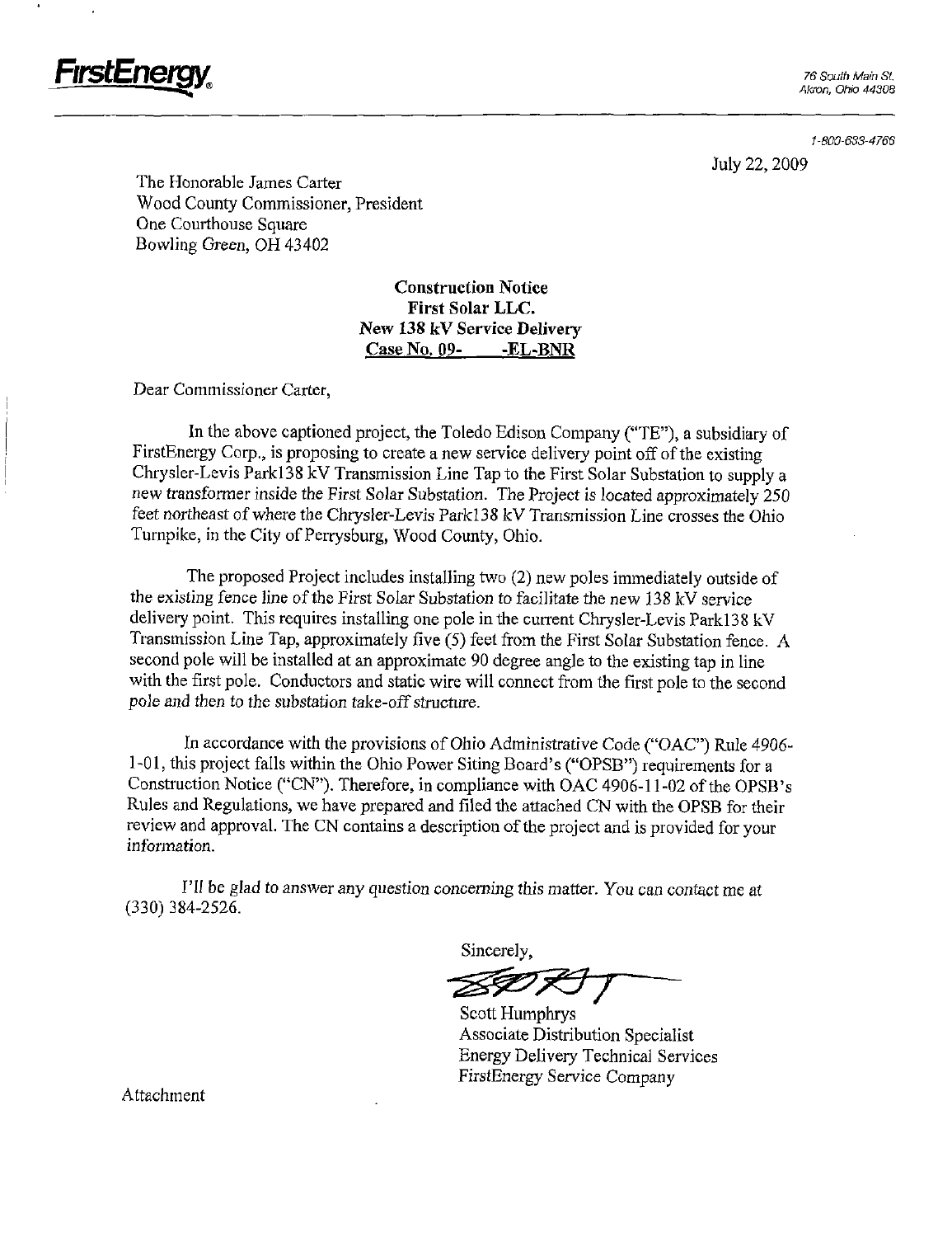**FirstEnergy**

76 South Main St.
Akron, Ohio 44308

1-800-633-4766

July 22, 2009

The Honorable James Carter
Wood County Commissioner, President
One Courthouse Square
Bowling Green, OH 43402

**Construction Notice**
**First Solar LLC.**
**New 138 kV Service Delivery**
**Case No. 09- -EL-BNR**

Dear Commissioner Carter,

In the above captioned project, the Toledo Edison Company ("TE"), a subsidiary of FirstEnergy Corp., is proposing to create a new service delivery point off of the existing Chrysler-Levis Park138 kV Transmission Line Tap to the First Solar Substation to supply a new transformer inside the First Solar Substation. The Project is located approximately 250 feet northeast of where the Chrysler-Levis Park138 kV Transmission Line crosses the Ohio Turnpike, in the City of Perrysburg, Wood County, Ohio.

The proposed Project includes installing two (2) new poles immediately outside of the existing fence line of the First Solar Substation to facilitate the new 138 kV service delivery point. This requires installing one pole in the current Chrysler-Levis Park138 kV Transmission Line Tap, approximately five (5) feet from the First Solar Substation fence. A second pole will be installed at an approximate 90 degree angle to the existing tap in line with the first pole. Conductors and static wire will connect from the first pole to the second pole and then to the substation take-off structure.

In accordance with the provisions of Ohio Administrative Code ("OAC") Rule 4906-1-01, this project falls within the Ohio Power Siting Board's ("OPSB") requirements for a Construction Notice ("CN"). Therefore, in compliance with OAC 4906-11-02 of the OPSB's Rules and Regulations, we have prepared and filed the attached CN with the OPSB for their review and approval. The CN contains a description of the project and is provided for your information.

I'll be glad to answer any question concerning this matter. You can contact me at (330) 384-2526.

Sincerely,

Scott Humphrys
Associate Distribution Specialist
Energy Delivery Technical Services
FirstEnergy Service Company

Attachment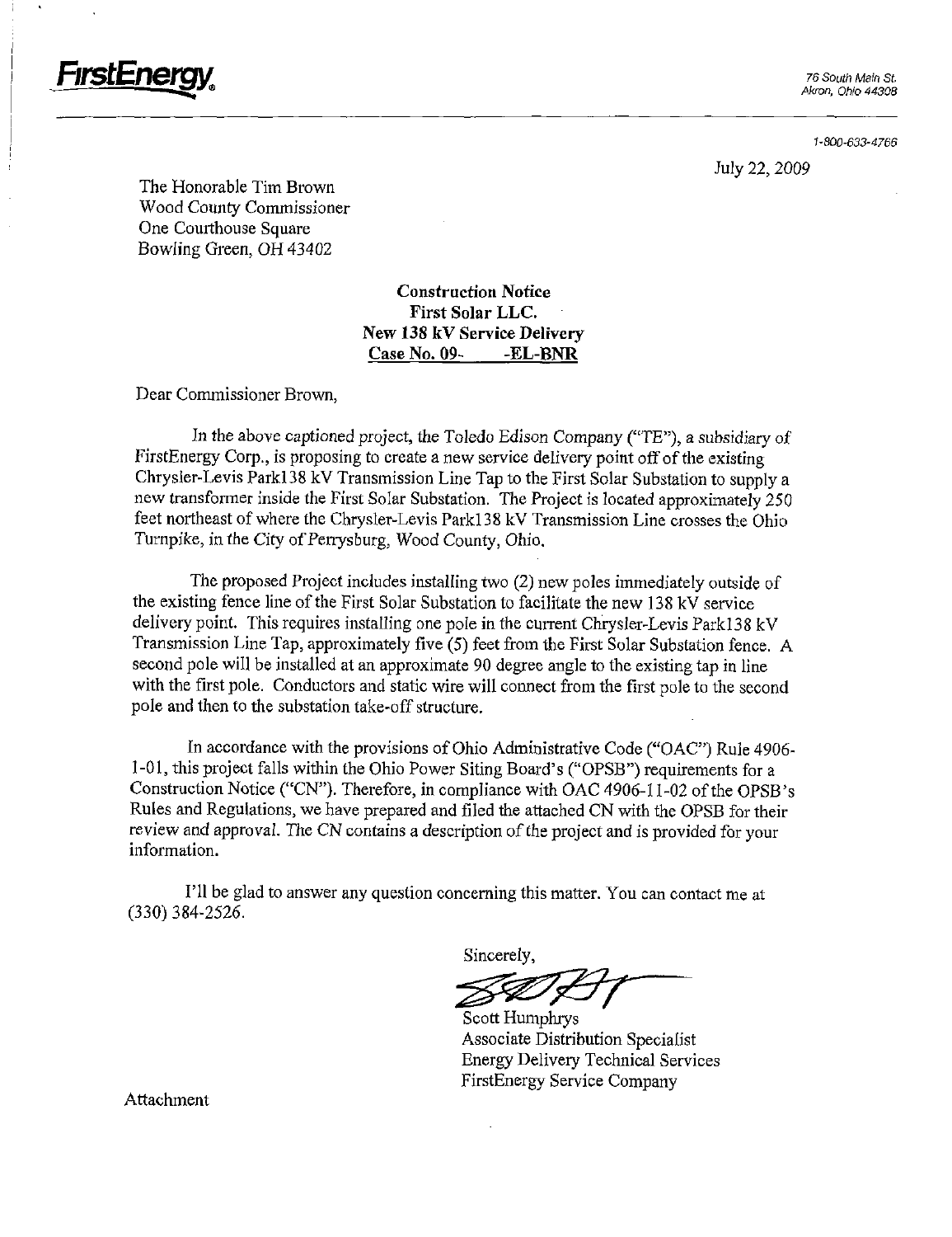**FirstEnergy**

76 South Main St.
Akron, Ohio 44308

1-800-633-4766

July 22, 2009

The Honorable Tim Brown
Wood County Commissioner
One Courthouse Square
Bowling Green, OH 43402

**Construction Notice**
**First Solar LLC.**
**New 138 kV Service Delivery**
**Case No. 09- -EL-BNR**

Dear Commissioner Brown,

In the above captioned project, the Toledo Edison Company ("TE"), a subsidiary of FirstEnergy Corp., is proposing to create a new service delivery point off of the existing Chrysler-Levis Park138 kV Transmission Line Tap to the First Solar Substation to supply a new transformer inside the First Solar Substation. The Project is located approximately 250 feet northeast of where the Chrysler-Levis Park138 kV Transmission Line crosses the Ohio Turnpike, in the City of Perrysburg, Wood County, Ohio.

The proposed Project includes installing two (2) new poles immediately outside of the existing fence line of the First Solar Substation to facilitate the new 138 kV service delivery point. This requires installing one pole in the current Chrysler-Levis Park138 kV Transmission Line Tap, approximately five (5) feet from the First Solar Substation fence. A second pole will be installed at an approximate 90 degree angle to the existing tap in line with the first pole. Conductors and static wire will connect from the first pole to the second pole and then to the substation take-off structure.

In accordance with the provisions of Ohio Administrative Code ("OAC") Rule 4906-1-01, this project falls within the Ohio Power Siting Board's ("OPSB") requirements for a Construction Notice ("CN"). Therefore, in compliance with OAC 4906-11-02 of the OPSB's Rules and Regulations, we have prepared and filed the attached CN with the OPSB for their review and approval. The CN contains a description of the project and is provided for your information.

I'll be glad to answer any question concerning this matter. You can contact me at (330) 384-2526.

Sincerely,

Scott Humphrys
Associate Distribution Specialist
Energy Delivery Technical Services
FirstEnergy Service Company

Attachment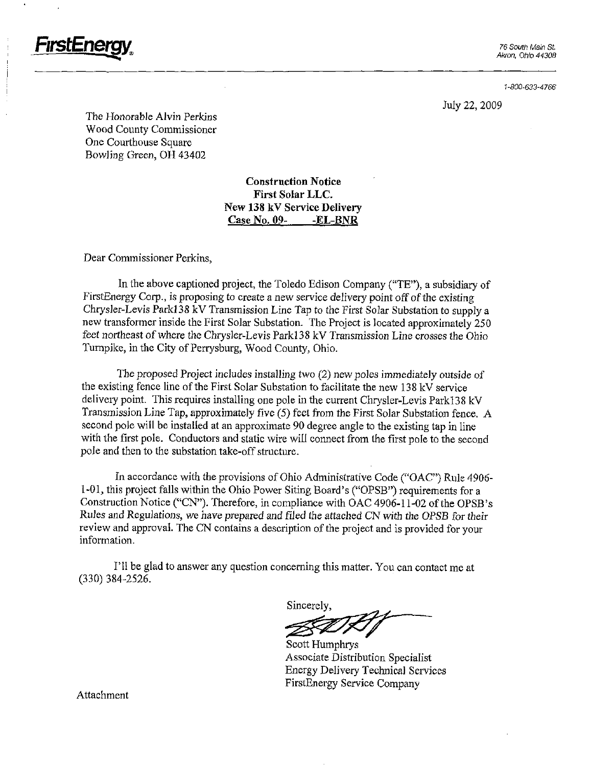**FirstEnergy**

76 South Main St.
Akron, Ohio 44308

1-800-633-4766

July 22, 2009

The Honorable Alvin Perkins
Wood County Commissioner
One Courthouse Square
Bowling Green, OH 43402

**Construction Notice**
**First Solar LLC.**
**New 138 kV Service Delivery**
**Case No. 09-      -EL-BNR**

Dear Commissioner Perkins,

In the above captioned project, the Toledo Edison Company ("TE"), a subsidiary of FirstEnergy Corp., is proposing to create a new service delivery point off of the existing Chrysler-Levis Park138 kV Transmission Line Tap to the First Solar Substation to supply a new transformer inside the First Solar Substation. The Project is located approximately 250 feet northeast of where the Chrysler-Levis Park138 kV Transmission Line crosses the Ohio Turnpike, in the City of Perrysburg, Wood County, Ohio.

The proposed Project includes installing two (2) new poles immediately outside of the existing fence line of the First Solar Substation to facilitate the new 138 kV service delivery point. This requires installing one pole in the current Chrysler-Levis Park138 kV Transmission Line Tap, approximately five (5) feet from the First Solar Substation fence. A second pole will be installed at an approximate 90 degree angle to the existing tap in line with the first pole. Conductors and static wire will connect from the first pole to the second pole and then to the substation take-off structure.

In accordance with the provisions of Ohio Administrative Code ("OAC") Rule 4906-1-01, this project falls within the Ohio Power Siting Board's ("OPSB") requirements for a Construction Notice ("CN"). Therefore, in compliance with OAC 4906-11-02 of the OPSB's Rules and Regulations, we have prepared and filed the attached CN with the OPSB for their review and approval. The CN contains a description of the project and is provided for your information.

I'll be glad to answer any question concerning this matter. You can contact me at (330) 384-2526.

Sincerely,

Scott Humphrys
Associate Distribution Specialist
Energy Delivery Technical Services
FirstEnergy Service Company

Attachment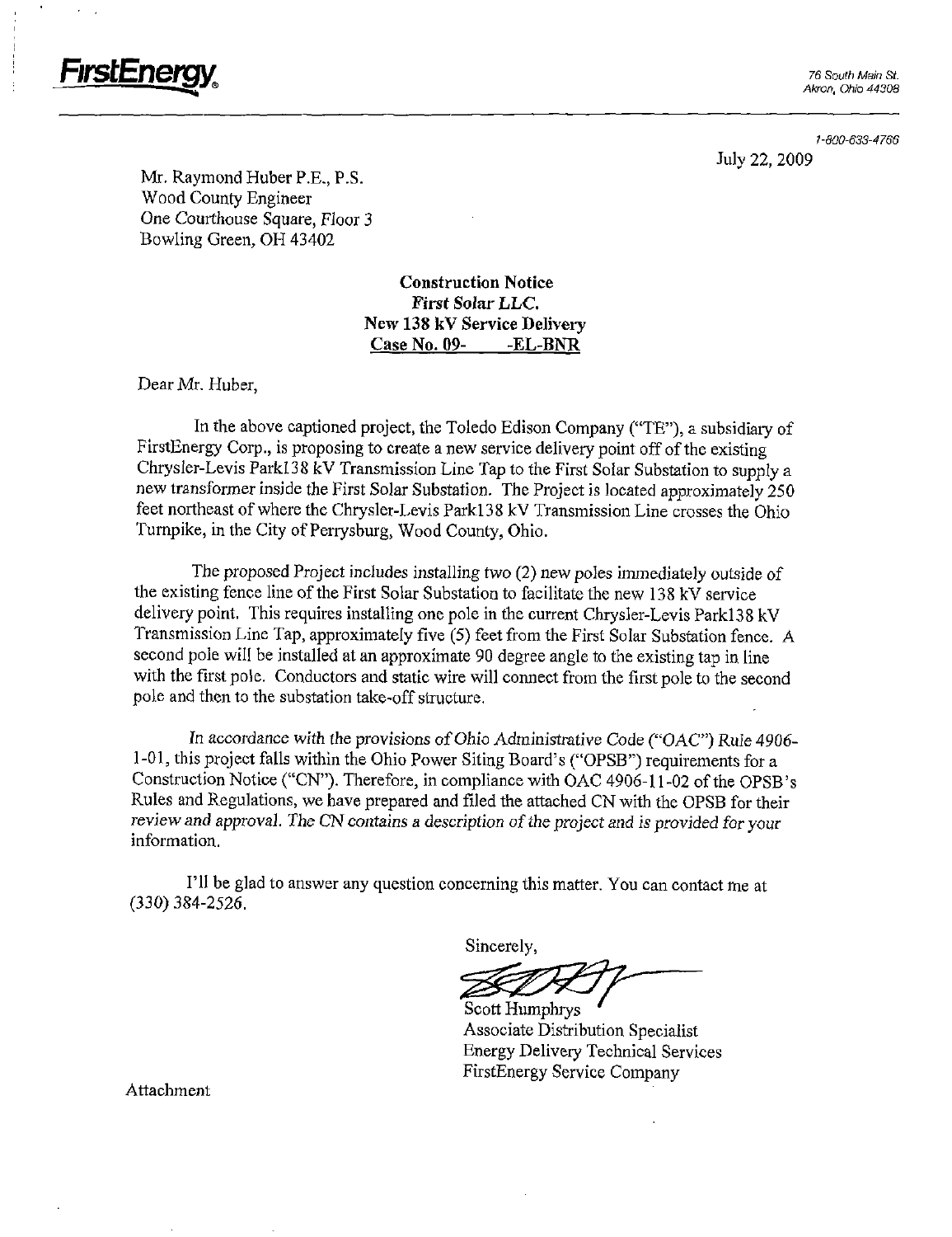**FirstEnergy**

76 South Main St.
Akron, Ohio 44308

1-800-633-4766

July 22, 2009

Mr. Raymond Huber P.E., P.S.
Wood County Engineer
One Courthouse Square, Floor 3
Bowling Green, OH 43402

**Construction Notice**
***First Solar LLC.***
**New 138 kV Service Delivery**
**Case No. 09- -EL-BNR**

Dear Mr. Huber,

In the above captioned project, the Toledo Edison Company ("TE"), a subsidiary of FirstEnergy Corp., is proposing to create a new service delivery point off of the existing Chrysler-Levis Park138 kV Transmission Line Tap to the First Solar Substation to supply a new transformer inside the First Solar Substation. The Project is located approximately 250 feet northeast of where the Chrysler-Levis Park138 kV Transmission Line crosses the Ohio Turnpike, in the City of Perrysburg, Wood County, Ohio.

The proposed Project includes installing two (2) new poles immediately outside of the existing fence line of the First Solar Substation to facilitate the new 138 kV service delivery point. This requires installing one pole in the current Chrysler-Levis Park138 kV Transmission Line Tap, approximately five (5) feet from the First Solar Substation fence. A second pole will be installed at an approximate 90 degree angle to the existing tap in line with the first pole. Conductors and static wire will connect from the first pole to the second pole and then to the substation take-off structure.

In accordance with the provisions of Ohio Administrative Code ("OAC") Rule 4906-1-01, this project falls within the Ohio Power Siting Board's ("OPSB") requirements for a Construction Notice ("CN"). Therefore, in compliance with OAC 4906-11-02 of the OPSB's Rules and Regulations, we have prepared and filed the attached CN with the OPSB for their review and approval. The CN contains a description of the project and is provided for your information.

I'll be glad to answer any question concerning this matter. You can contact me at (330) 384-2526.

Sincerely,

Scott Humphrys
Associate Distribution Specialist
Energy Delivery Technical Services
FirstEnergy Service Company

Attachment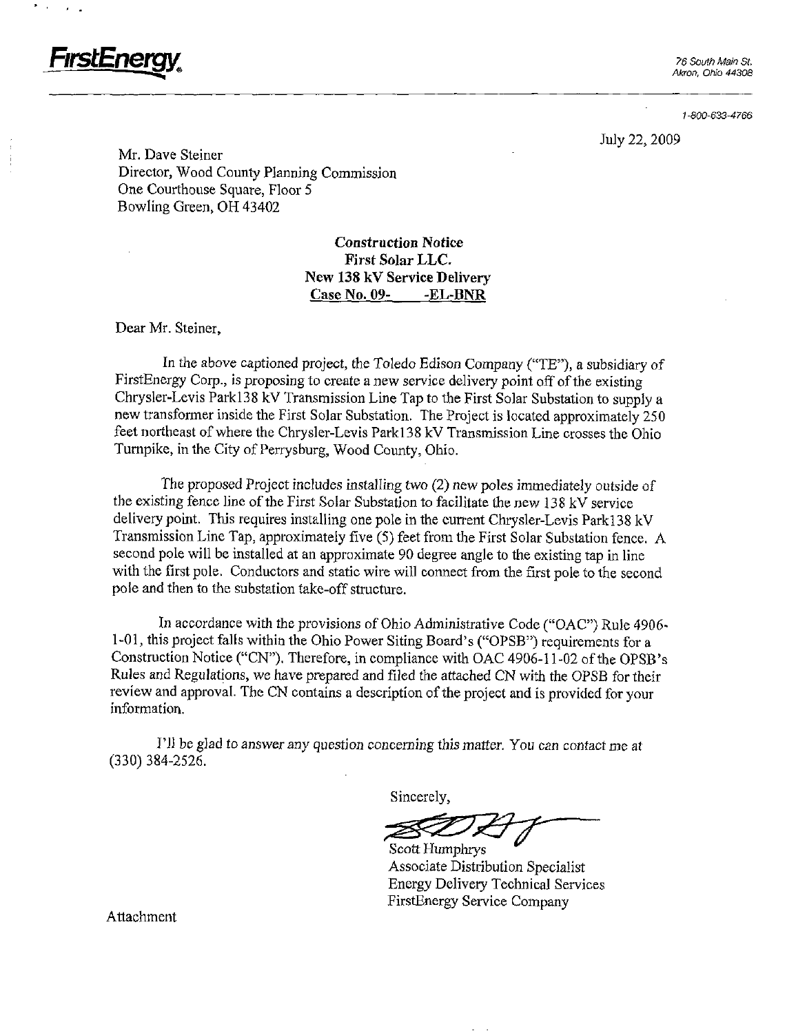**FirstEnergy**

76 South Main St.
Akron, Ohio 44308

1-800-633-4766

July 22, 2009

Mr. Dave Steiner
Director, Wood County Planning Commission
One Courthouse Square, Floor 5
Bowling Green, OH 43402

**Construction Notice**
**First Solar LLC.**
**New 138 kV Service Delivery**
**Case No. 09-\_\_\_\_\_-EL-BNR**

Dear Mr. Steiner,

In the above captioned project, the Toledo Edison Company ("TE"), a subsidiary of FirstEnergy Corp., is proposing to create a new service delivery point off of the existing Chrysler-Levis Park138 kV Transmission Line Tap to the First Solar Substation to supply a new transformer inside the First Solar Substation. The Project is located approximately 250 feet northeast of where the Chrysler-Levis Park138 kV Transmission Line crosses the Ohio Turnpike, in the City of Perrysburg, Wood County, Ohio.

The proposed Project includes installing two (2) new poles immediately outside of the existing fence line of the First Solar Substation to facilitate the new 138 kV service delivery point. This requires installing one pole in the current Chrysler-Levis Park138 kV Transmission Line Tap, approximately five (5) feet from the First Solar Substation fence. A second pole will be installed at an approximate 90 degree angle to the existing tap in line with the first pole. Conductors and static wire will connect from the first pole to the second pole and then to the substation take-off structure.

In accordance with the provisions of Ohio Administrative Code ("OAC") Rule 4906-1-01, this project falls within the Ohio Power Siting Board's ("OPSB") requirements for a Construction Notice ("CN"). Therefore, in compliance with OAC 4906-11-02 of the OPSB's Rules and Regulations, we have prepared and filed the attached CN with the OPSB for their review and approval. The CN contains a description of the project and is provided for your information.

I'll be glad to answer any question concerning this matter. You can contact me at (330) 384-2526.

Sincerely,

Scott Humphrys
Associate Distribution Specialist
Energy Delivery Technical Services
FirstEnergy Service Company

Attachment